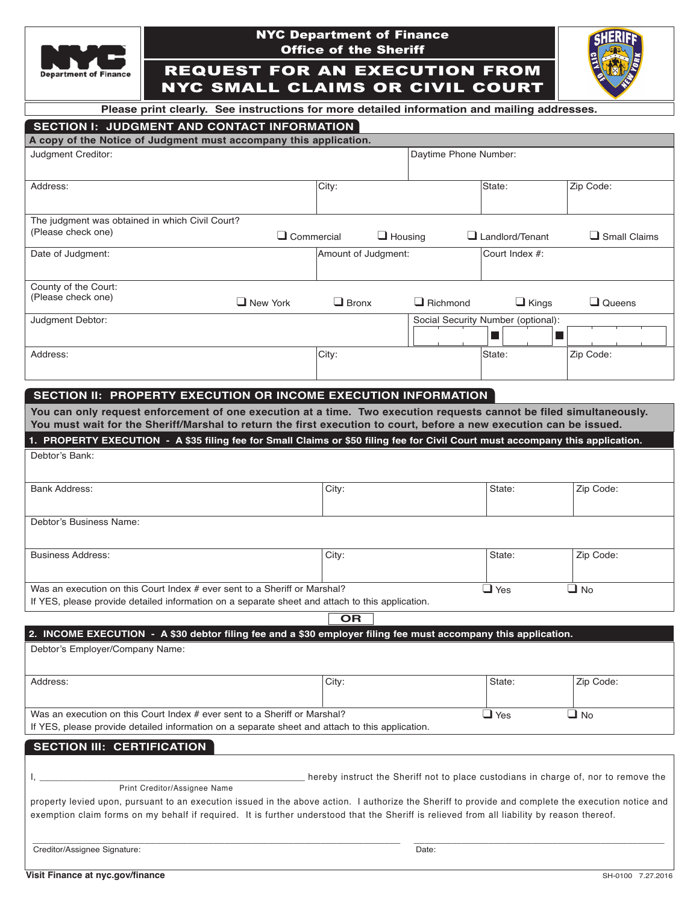# NYC Department of Finance
## Office of the Sheriff

# REQUEST FOR AN EXECUTION FROM NYC SMALL CLAIMS OR CIVIL COURT

**Please print clearly. See instructions for more detailed information and mailing addresses.**

## SECTION I: JUDGMENT AND CONTACT INFORMATION

**A copy of the Notice of Judgment must accompany this application.**

| Judgment Creditor: | | Daytime Phone Number: | |
|---|---|---|---|
| Address: | City: | State: | Zip Code: |

The judgment was obtained in which Civil Court? (Please check one) ❑ Commercial ❑ Housing ❑ Landlord/Tenant ❑ Small Claims

| Date of Judgment: | Amount of Judgment: | Court Index #: |
|---|---|---|

County of the Court: (Please check one) ❑ New York ❑ Bronx ❑ Richmond ❑ Kings ❑ Queens

| Judgment Debtor: | | Social Security Number (optional): | |
|---|---|---|---|
| Address: | City: | State: | Zip Code: |

## SECTION II: PROPERTY EXECUTION OR INCOME EXECUTION INFORMATION

**You can only request enforcement of one execution at a time. Two execution requests cannot be filed simultaneously. You must wait for the Sheriff/Marshal to return the first execution to court, before a new execution can be issued.**

### 1. PROPERTY EXECUTION - A $35 filing fee for Small Claims or $50 filing fee for Civil Court must accompany this application.

| Debtor's Bank: | | | |
|---|---|---|---|
| Bank Address: | City: | State: | Zip Code: |
| Debtor's Business Name: | | | |
| Business Address: | City: | State: | Zip Code: |

Was an execution on this Court Index # ever sent to a Sheriff or Marshal? ❑ Yes ❑ No
If YES, please provide detailed information on a separate sheet and attach to this application.

**OR**

### 2. INCOME EXECUTION - A $30 debtor filing fee and a $30 employer filing fee must accompany this application.

| Debtor's Employer/Company Name: | | | |
|---|---|---|---|
| Address: | City: | State: | Zip Code: |

Was an execution on this Court Index # ever sent to a Sheriff or Marshal? ❑ Yes ❑ No
If YES, please provide detailed information on a separate sheet and attach to this application.

## SECTION III: CERTIFICATION

I, ______________________________ hereby instruct the Sheriff not to place custodians in charge of, nor to remove the
Print Creditor/Assignee Name

property levied upon, pursuant to an execution issued in the above action. I authorize the Sheriff to provide and complete the execution notice and exemption claim forms on my behalf if required. It is further understood that the Sheriff is relieved from all liability by reason thereof.

______________________________ ______________________________
Creditor/Assignee Signature: Date:

Visit Finance at nyc.gov/finance

SH-0100 7.27.2016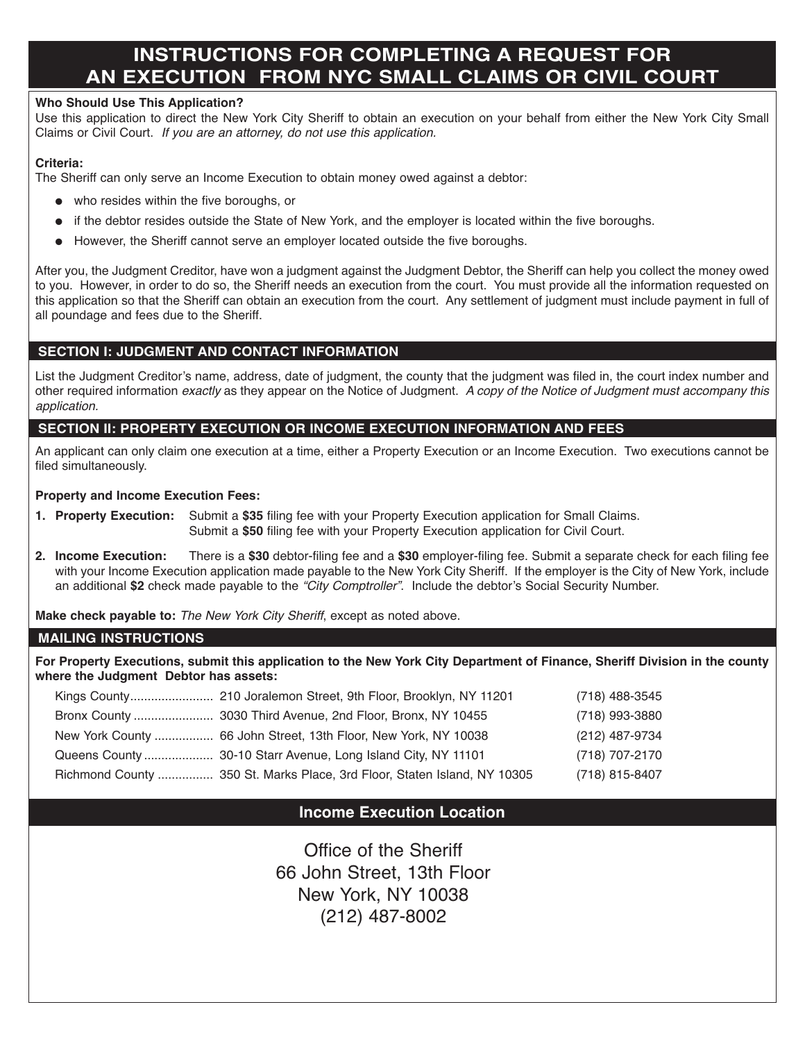# INSTRUCTIONS FOR COMPLETING A REQUEST FOR AN EXECUTION FROM NYC SMALL CLAIMS OR CIVIL COURT

**Who Should Use This Application?**

Use this application to direct the New York City Sheriff to obtain an execution on your behalf from either the New York City Small Claims or Civil Court. *If you are an attorney, do not use this application.*

**Criteria:**

The Sheriff can only serve an Income Execution to obtain money owed against a debtor:

- who resides within the five boroughs, or
- if the debtor resides outside the State of New York, and the employer is located within the five boroughs.
- However, the Sheriff cannot serve an employer located outside the five boroughs.

After you, the Judgment Creditor, have won a judgment against the Judgment Debtor, the Sheriff can help you collect the money owed to you. However, in order to do so, the Sheriff needs an execution from the court. You must provide all the information requested on this application so that the Sheriff can obtain an execution from the court. Any settlement of judgment must include payment in full of all poundage and fees due to the Sheriff.

## SECTION I: JUDGMENT AND CONTACT INFORMATION

List the Judgment Creditor's name, address, date of judgment, the county that the judgment was filed in, the court index number and other required information *exactly* as they appear on the Notice of Judgment. *A copy of the Notice of Judgment must accompany this application.*

## SECTION II: PROPERTY EXECUTION OR INCOME EXECUTION INFORMATION AND FEES

An applicant can only claim one execution at a time, either a Property Execution or an Income Execution. Two executions cannot be filed simultaneously.

**Property and Income Execution Fees:**

1. **Property Execution:** Submit a **$35** filing fee with your Property Execution application for Small Claims. Submit a **$50** filing fee with your Property Execution application for Civil Court.
2. **Income Execution:** There is a **$30** debtor-filing fee and a **$30** employer-filing fee. Submit a separate check for each filing fee with your Income Execution application made payable to the New York City Sheriff. If the employer is the City of New York, include an additional **$2** check made payable to the *"City Comptroller"*. Include the debtor's Social Security Number.

**Make check payable to:** *The New York City Sheriff*, except as noted above.

## MAILING INSTRUCTIONS

**For Property Executions, submit this application to the New York City Department of Finance, Sheriff Division in the county where the Judgment Debtor has assets:**

| County | Address | Phone |
|---|---|---|
| Kings County | 210 Joralemon Street, 9th Floor, Brooklyn, NY 11201 | (718) 488-3545 |
| Bronx County | 3030 Third Avenue, 2nd Floor, Bronx, NY 10455 | (718) 993-3880 |
| New York County | 66 John Street, 13th Floor, New York, NY 10038 | (212) 487-9734 |
| Queens County | 30-10 Starr Avenue, Long Island City, NY 11101 | (718) 707-2170 |
| Richmond County | 350 St. Marks Place, 3rd Floor, Staten Island, NY 10305 | (718) 815-8407 |

## Income Execution Location

Office of the Sheriff
66 John Street, 13th Floor
New York, NY 10038
(212) 487-8002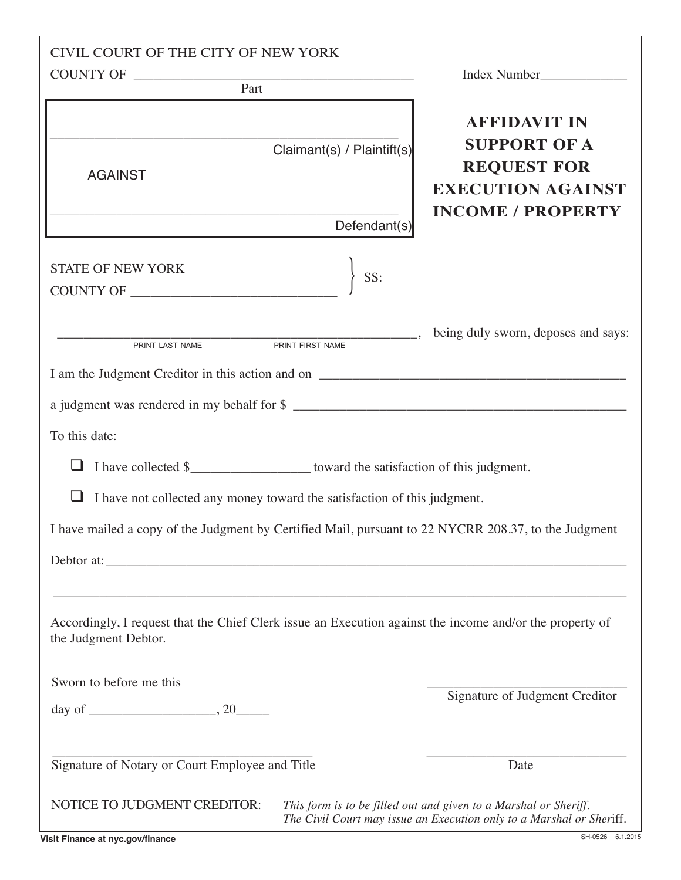CIVIL COURT OF THE CITY OF NEW YORK

COUNTY OF _______________________________________ Index Number____________

Part

_______________________________________

Claimant(s) / Plaintiff(s)

AGAINST

_______________________________________

Defendant(s)

# AFFIDAVIT IN SUPPORT OF A REQUEST FOR EXECUTION AGAINST INCOME / PROPERTY

STATE OF NEW YORK
COUNTY OF ____________________________ } SS:

_________________________________________________, being duly sworn, deposes and says:
PRINT LAST NAME PRINT FIRST NAME

I am the Judgment Creditor in this action and on _______________________________________________

a judgment was rendered in my behalf for $ ______________________________________________

To this date:

- ❑ I have collected $_________________ toward the satisfaction of this judgment.
- ❑ I have not collected any money toward the satisfaction of this judgment.

I have mailed a copy of the Judgment by Certified Mail, pursuant to 22 NYCRR 208.37, to the Judgment

Debtor at: _____________________________________________________________________________

_______________________________________________________________________________________

Accordingly, I request that the Chief Clerk issue an Execution against the income and/or the property of the Judgment Debtor.

Sworn to before me this

day of __________________, 20_____

______________________________
Signature of Judgment Creditor

_______________________________________
Signature of Notary or Court Employee and Title

______________________________
Date

NOTICE TO JUDGMENT CREDITOR: *This form is to be filled out and given to a Marshal or Sheriff. The Civil Court may issue an Execution only to a Marshal or Sheriff.*

Visit Finance at nyc.gov/finance

SH-0526 6.1.2015